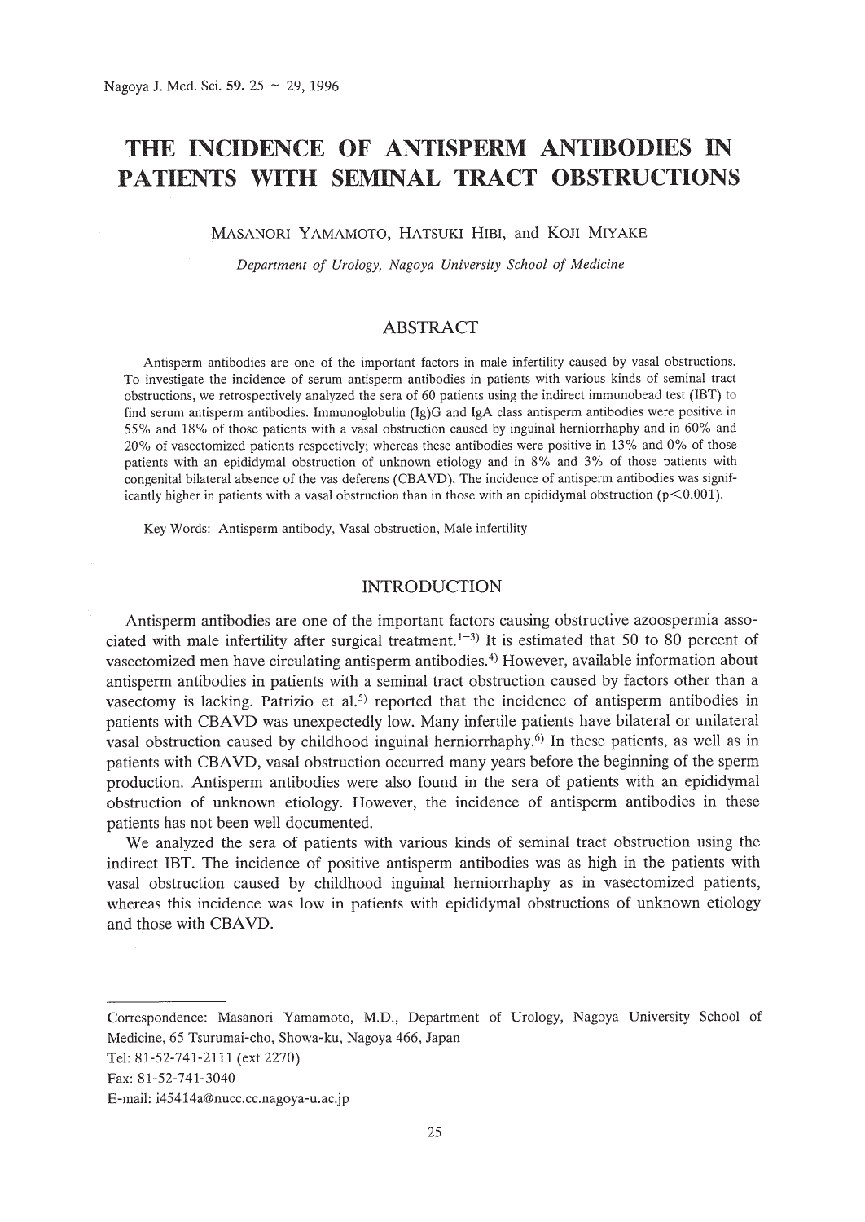# THE INCIDENCE OF ANTISPERM ANTIBODIES IN PATIENTS WITH SEMINAL TRACT OBSTRUCTIONS

MASANORI YAMAMOTO, HATSUKI HIBI, and KOJI MIYAKE

*Department of Urology, Nagoya University School of Medicine*

## ABSTRACT

Antisperm antibodies are one of the important factors in male infertility caused by vasal obstructions. To investigate the incidence of serum antisperm antibodies in patients with various kinds of seminal tract obstructions, we retrospectively analyzed the sera of 60 patients using the indirect immunobead test (IBT) to find serum antisperm antibodies. Immunoglobulin (Ig)G and IgA class antisperm antibodies were positive in 55% and 18% of those patients with a vasal obstruction caused by inguinal herniorrhaphy and in 60% and 20% of vasectomized patients respectively; whereas these antibodies were positive in 13% and 0% of those patients with an epididymal obstruction of unknown etiology and in 8% and 3% of those patients with congenital bilateral absence of the vas deferens (CBAVD). The incidence of antisperm antibodies was significantly higher in patients with a vasal obstruction than in those with an epididymal obstruction ($p<0.001$).

Key Words: Antisperm antibody, Vasal obstruction, Male infertility

## INTRODUCTION

Antisperm antibodies are one of the important factors causing obstructive azoospermia associated with male infertility after surgical treatment.[1–3] It is estimated that 50 to 80 percent of vasectomized men have circulating antisperm antibodies.[4] However, available information about antisperm antibodies in patients with a seminal tract obstruction caused by factors other than a vasectomy is lacking. Patrizio et al.[5] reported that the incidence of antisperm antibodies in patients with CBAVD was unexpectedly low. Many infertile patients have bilateral or unilateral vasal obstruction caused by childhood inguinal herniorrhaphy.[6] In these patients, as well as in patients with CBAVD, vasal obstruction occurred many years before the beginning of the sperm production. Antisperm antibodies were also found in the sera of patients with an epididymal obstruction of unknown etiology. However, the incidence of antisperm antibodies in these patients has not been well documented.

We analyzed the sera of patients with various kinds of seminal tract obstruction using the indirect IBT. The incidence of positive antisperm antibodies was as high in the patients with vasal obstruction caused by childhood inguinal herniorrhaphy as in vasectomized patients, whereas this incidence was low in patients with epididymal obstructions of unknown etiology and those with CBAVD.

---

Correspondence: Masanori Yamamoto, M.D., Department of Urology, Nagoya University School of Medicine, 65 Tsurumai-cho, Showa-ku, Nagoya 466, Japan

Tel: 81-52-741-2111 (ext 2270)

Fax: 81-52-741-3040

E-mail: i45414a@nucc.cc.nagoya-u.ac.jp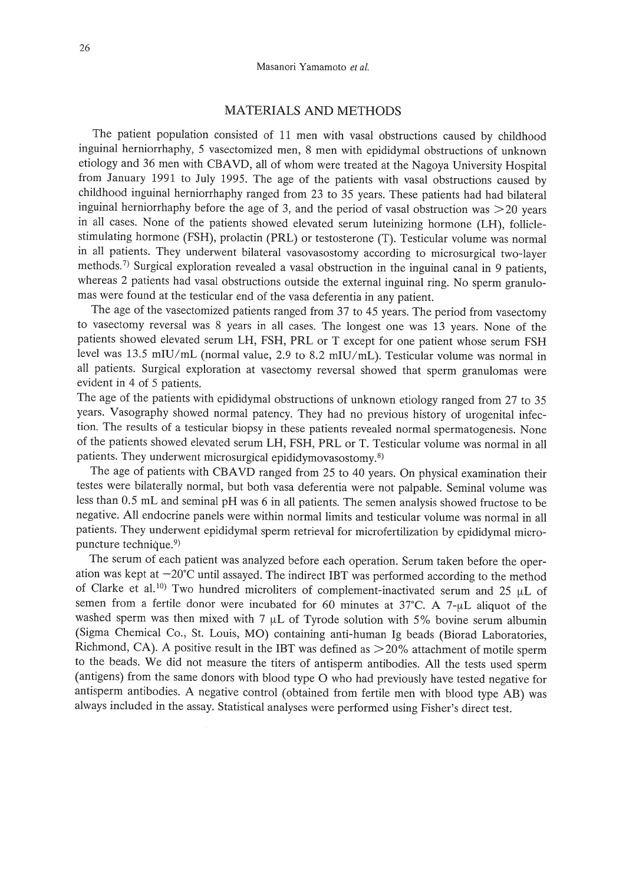## MATERIALS AND METHODS

The patient population consisted of 11 men with vasal obstructions caused by childhood inguinal herniorrhaphy, 5 vasectomized men, 8 men with epididymal obstructions of unknown etiology and 36 men with CBAVD, all of whom were treated at the Nagoya University Hospital from January 1991 to July 1995. The age of the patients with vasal obstructions caused by childhood inguinal herniorrhaphy ranged from 23 to 35 years. These patients had had bilateral inguinal herniorrhaphy before the age of 3, and the period of vasal obstruction was >20 years in all cases. None of the patients showed elevated serum luteinizing hormone (LH), follicle-stimulating hormone (FSH), prolactin (PRL) or testosterone (T). Testicular volume was normal in all patients. They underwent bilateral vasovasostomy according to microsurgical two-layer methods.[7] Surgical exploration revealed a vasal obstruction in the inguinal canal in 9 patients, whereas 2 patients had vasal obstructions outside the external inguinal ring. No sperm granulomas were found at the testicular end of the vasa deferentia in any patient.

The age of the vasectomized patients ranged from 37 to 45 years. The period from vasectomy to vasectomy reversal was 8 years in all cases. The longest one was 13 years. None of the patients showed elevated serum LH, FSH, PRL or T except for one patient whose serum FSH level was 13.5 mIU/mL (normal value, 2.9 to 8.2 mIU/mL). Testicular volume was normal in all patients. Surgical exploration at vasectomy reversal showed that sperm granulomas were evident in 4 of 5 patients.

The age of the patients with epididymal obstructions of unknown etiology ranged from 27 to 35 years. Vasography showed normal patency. They had no previous history of urogenital infection. The results of a testicular biopsy in these patients revealed normal spermatogenesis. None of the patients showed elevated serum LH, FSH, PRL or T. Testicular volume was normal in all patients. They underwent microsurgical epididymovasostomy.[8]

The age of patients with CBAVD ranged from 25 to 40 years. On physical examination their testes were bilaterally normal, but both vasa deferentia were not palpable. Seminal volume was less than 0.5 mL and seminal pH was 6 in all patients. The semen analysis showed fructose to be negative. All endocrine panels were within normal limits and testicular volume was normal in all patients. They underwent epididymal sperm retrieval for microfertilization by epididymal micropuncture technique.[9]

The serum of each patient was analyzed before each operation. Serum taken before the operation was kept at −20°C until assayed. The indirect IBT was performed according to the method of Clarke et al.[10] Two hundred microliters of complement-inactivated serum and 25 μL of semen from a fertile donor were incubated for 60 minutes at 37°C. A 7-μL aliquot of the washed sperm was then mixed with 7 μL of Tyrode solution with 5% bovine serum albumin (Sigma Chemical Co., St. Louis, MO) containing anti-human Ig beads (Biorad Laboratories, Richmond, CA). A positive result in the IBT was defined as >20% attachment of motile sperm to the beads. We did not measure the titers of antisperm antibodies. All the tests used sperm (antigens) from the same donors with blood type O who had previously have tested negative for antisperm antibodies. A negative control (obtained from fertile men with blood type AB) was always included in the assay. Statistical analyses were performed using Fisher's direct test.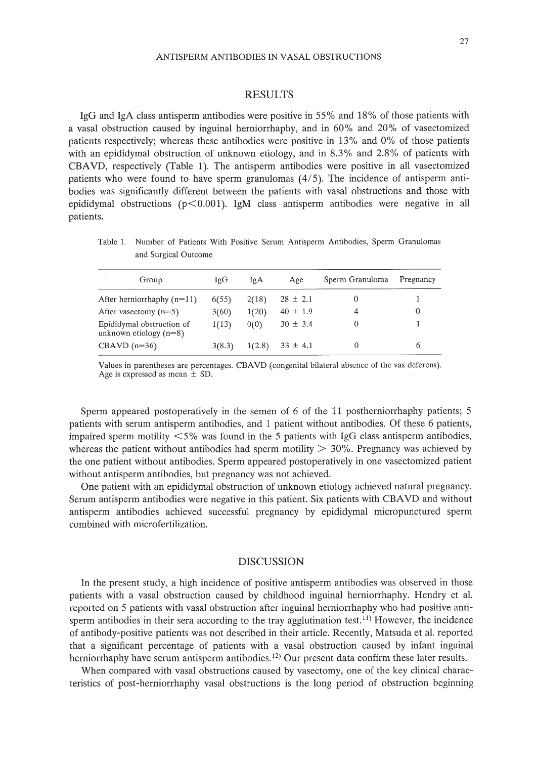## RESULTS

IgG and IgA class antisperm antibodies were positive in 55% and 18% of those patients with a vasal obstruction caused by inguinal herniorrhaphy, and in 60% and 20% of vasectomized patients respectively; whereas these antibodies were positive in 13% and 0% of those patients with an epididymal obstruction of unknown etiology, and in 8.3% and 2.8% of patients with CBAVD, respectively (Table 1). The antisperm antibodies were positive in all vasectomized patients who were found to have sperm granulomas (4/5). The incidence of antisperm antibodies was significantly different between the patients with vasal obstructions and those with epididymal obstructions ($p<0.001$). IgM class antisperm antibodies were negative in all patients.

Table 1. Number of Patients With Positive Serum Antisperm Antibodies, Sperm Granulomas and Surgical Outcome

| Group | IgG | IgA | Age | Sperm Granuloma | Pregnancy |
|---|---|---|---|---|---|
| After herniorrhaphy (n=11) | 6(55) | 2(18) | 28 ± 2.1 | 0 | 1 |
| After vasectomy (n=5) | 3(60) | 1(20) | 40 ± 1.9 | 4 | 0 |
| Epididymal obstruction of unknown etiology (n=8) | 1(13) | 0(0) | 30 ± 3.4 | 0 | 1 |
| CBAVD (n=36) | 3(8.3) | 1(2.8) | 33 ± 4.1 | 0 | 6 |

Values in parentheses are percentages. CBAVD (congenital bilateral absence of the vas deferens). Age is expressed as mean ± SD.

Sperm appeared postoperatively in the semen of 6 of the 11 postherniorrhaphy patients; 5 patients with serum antisperm antibodies, and 1 patient without antibodies. Of these 6 patients, impaired sperm motility <5% was found in the 5 patients with IgG class antisperm antibodies, whereas the patient without antibodies had sperm motility > 30%. Pregnancy was achieved by the one patient without antibodies. Sperm appeared postoperatively in one vasectomized patient without antisperm antibodies, but pregnancy was not achieved.

One patient with an epididymal obstruction of unknown etiology achieved natural pregnancy. Serum antisperm antibodies were negative in this patient. Six patients with CBAVD and without antisperm antibodies achieved successful pregnancy by epididymal micropunctured sperm combined with microfertilization.

## DISCUSSION

In the present study, a high incidence of positive antisperm antibodies was observed in those patients with a vasal obstruction caused by childhood inguinal herniorrhaphy. Hendry et al. reported on 5 patients with vasal obstruction after inguinal herniorrhaphy who had positive antisperm antibodies in their sera according to the tray agglutination test.[11] However, the incidence of antibody-positive patients was not described in their article. Recently, Matsuda et al. reported that a significant percentage of patients with a vasal obstruction caused by infant inguinal herniorrhaphy have serum antisperm antibodies.[12] Our present data confirm these later results.

When compared with vasal obstructions caused by vasectomy, one of the key clinical characteristics of post-herniorrhaphy vasal obstructions is the long period of obstruction beginning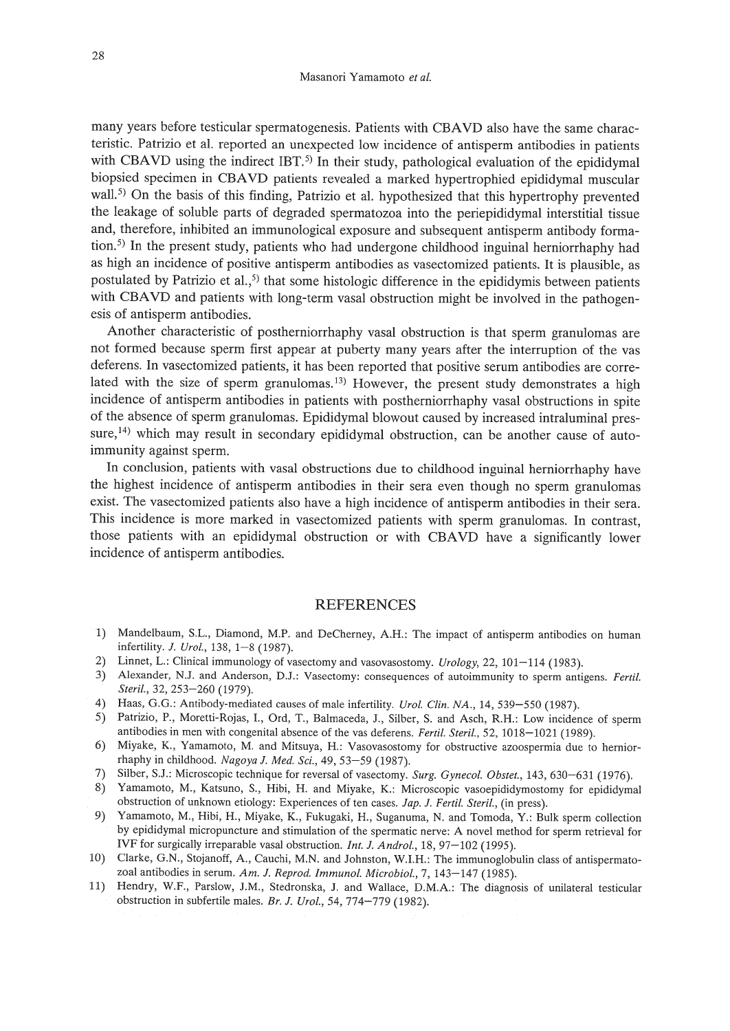many years before testicular spermatogenesis. Patients with CBAVD also have the same characteristic. Patrizio et al. reported an unexpected low incidence of antisperm antibodies in patients with CBAVD using the indirect IBT.[5] In their study, pathological evaluation of the epididymal biopsied specimen in CBAVD patients revealed a marked hypertrophied epididymal muscular wall.[5] On the basis of this finding, Patrizio et al. hypothesized that this hypertrophy prevented the leakage of soluble parts of degraded spermatozoa into the periepididymal interstitial tissue and, therefore, inhibited an immunological exposure and subsequent antisperm antibody formation.[5] In the present study, patients who had undergone childhood inguinal herniorrhaphy had as high an incidence of positive antisperm antibodies as vasectomized patients. It is plausible, as postulated by Patrizio et al.,[5] that some histologic difference in the epididymis between patients with CBAVD and patients with long-term vasal obstruction might be involved in the pathogenesis of antisperm antibodies.

Another characteristic of postherniorrhaphy vasal obstruction is that sperm granulomas are not formed because sperm first appear at puberty many years after the interruption of the vas deferens. In vasectomized patients, it has been reported that positive serum antibodies are correlated with the size of sperm granulomas.[13] However, the present study demonstrates a high incidence of antisperm antibodies in patients with postherniorrhaphy vasal obstructions in spite of the absence of sperm granulomas. Epididymal blowout caused by increased intraluminal pressure,[14] which may result in secondary epididymal obstruction, can be another cause of autoimmunity against sperm.

In conclusion, patients with vasal obstructions due to childhood inguinal herniorrhaphy have the highest incidence of antisperm antibodies in their sera even though no sperm granulomas exist. The vasectomized patients also have a high incidence of antisperm antibodies in their sera. This incidence is more marked in vasectomized patients with sperm granulomas. In contrast, those patients with an epididymal obstruction or with CBAVD have a significantly lower incidence of antisperm antibodies.

## REFERENCES

1) Mandelbaum, S.L., Diamond, M.P. and DeCherney, A.H.: The impact of antisperm antibodies on human infertility. *J. Urol.*, 138, 1–8 (1987).
2) Linnet, L.: Clinical immunology of vasectomy and vasovasostomy. *Urology*, 22, 101–114 (1983).
3) Alexander, N.J. and Anderson, D.J.: Vasectomy: consequences of autoimmunity to sperm antigens. *Fertil. Steril.*, 32, 253–260 (1979).
4) Haas, G.G.: Antibody-mediated causes of male infertility. *Urol. Clin. NA.*, 14, 539–550 (1987).
5) Patrizio, P., Moretti-Rojas, I., Ord, T., Balmaceda, J., Silber, S. and Asch, R.H.: Low incidence of sperm antibodies in men with congenital absence of the vas deferens. *Fertil. Steril.*, 52, 1018–1021 (1989).
6) Miyake, K., Yamamoto, M. and Mitsuya, H.: Vasovasostomy for obstructive azoospermia due to herniorrhaphy in childhood. *Nagoya J. Med. Sci.*, 49, 53–59 (1987).
7) Silber, S.J.: Microscopic technique for reversal of vasectomy. *Surg. Gynecol. Obstet.*, 143, 630–631 (1976).
8) Yamamoto, M., Katsuno, S., Hibi, H. and Miyake, K.: Microscopic vasoepididymostomy for epididymal obstruction of unknown etiology: Experiences of ten cases. *Jap. J. Fertil. Steril.*, (in press).
9) Yamamoto, M., Hibi, H., Miyake, K., Fukugaki, H., Suganuma, N. and Tomoda, Y.: Bulk sperm collection by epididymal micropuncture and stimulation of the spermatic nerve: A novel method for sperm retrieval for IVF for surgically irreparable vasal obstruction. *Int. J. Androl.*, 18, 97–102 (1995).
10) Clarke, G.N., Stojanoff, A., Cauchi, M.N. and Johnston, W.I.H.: The immunoglobulin class of antispermatozoal antibodies in serum. *Am. J. Reprod. Immunol. Microbiol.*, 7, 143–147 (1985).
11) Hendry, W.F., Parslow, J.M., Stedronska, J. and Wallace, D.M.A.: The diagnosis of unilateral testicular obstruction in subfertile males. *Br. J. Urol.*, 54, 774–779 (1982).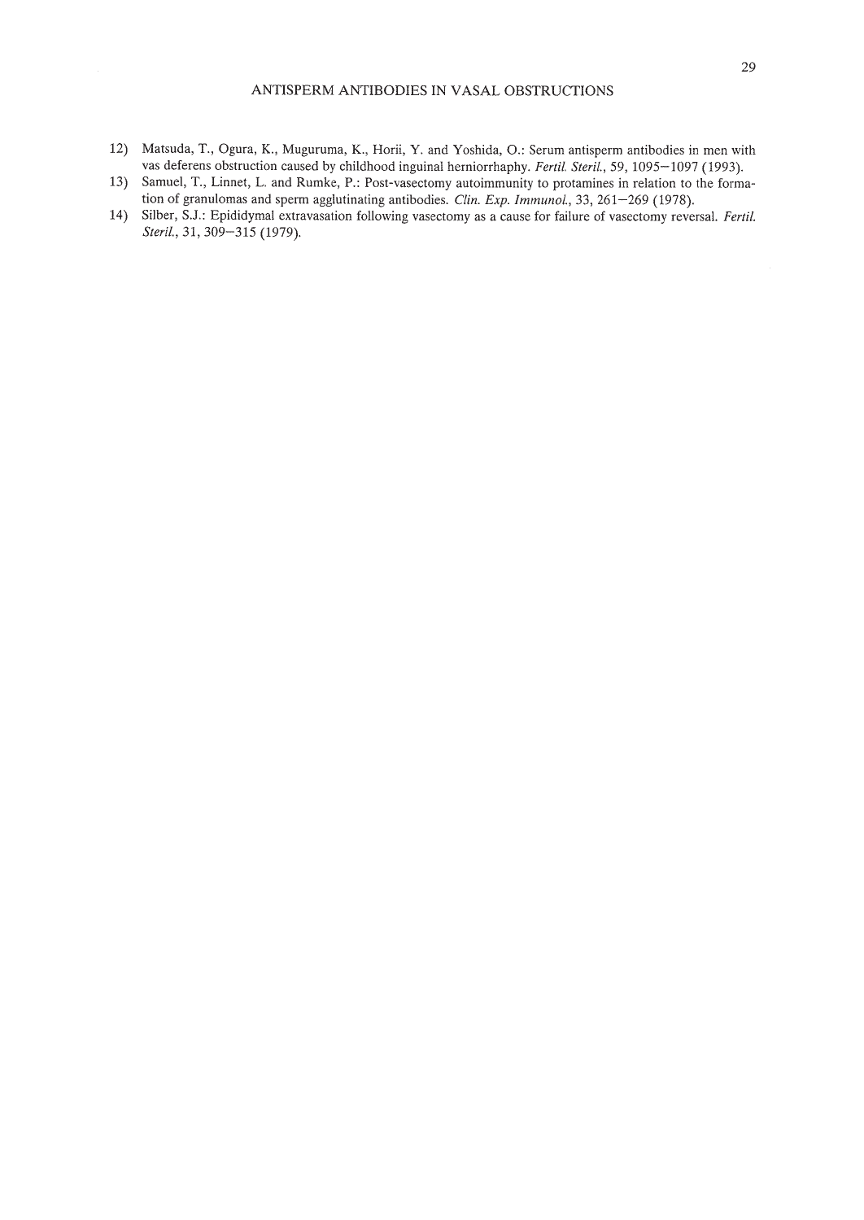12) Matsuda, T., Ogura, K., Muguruma, K., Horii, Y. and Yoshida, O.: Serum antisperm antibodies in men with vas deferens obstruction caused by childhood inguinal herniorrhaphy. *Fertil. Steril.*, 59, 1095–1097 (1993).
13) Samuel, T., Linnet, L. and Rumke, P.: Post-vasectomy autoimmunity to protamines in relation to the formation of granulomas and sperm agglutinating antibodies. *Clin. Exp. Immunol.*, 33, 261–269 (1978).
14) Silber, S.J.: Epididymal extravasation following vasectomy as a cause for failure of vasectomy reversal. *Fertil. Steril.*, 31, 309–315 (1979).